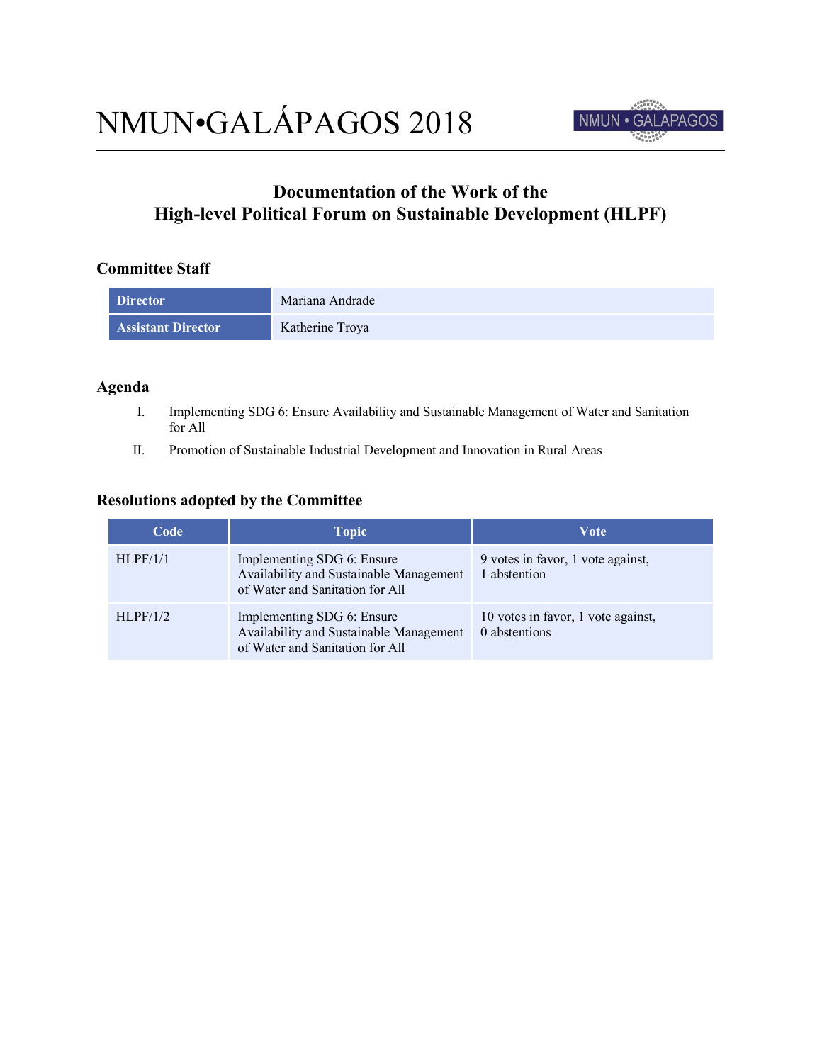# NMUN•GALÁPAGOS 2018

## Documentation of the Work of the High-level Political Forum on Sustainable Development (HLPF)

### Committee Staff

| | |
|---|---|
| **Director** | Mariana Andrade |
| **Assistant Director** | Katherine Troya |

### Agenda

I. Implementing SDG 6: Ensure Availability and Sustainable Management of Water and Sanitation for All

II. Promotion of Sustainable Industrial Development and Innovation in Rural Areas

### Resolutions adopted by the Committee

| Code | Topic | Vote |
|---|---|---|
| HLPF/1/1 | Implementing SDG 6: Ensure Availability and Sustainable Management of Water and Sanitation for All | 9 votes in favor, 1 vote against, 1 abstention |
| HLPF/1/2 | Implementing SDG 6: Ensure Availability and Sustainable Management of Water and Sanitation for All | 10 votes in favor, 1 vote against, 0 abstentions |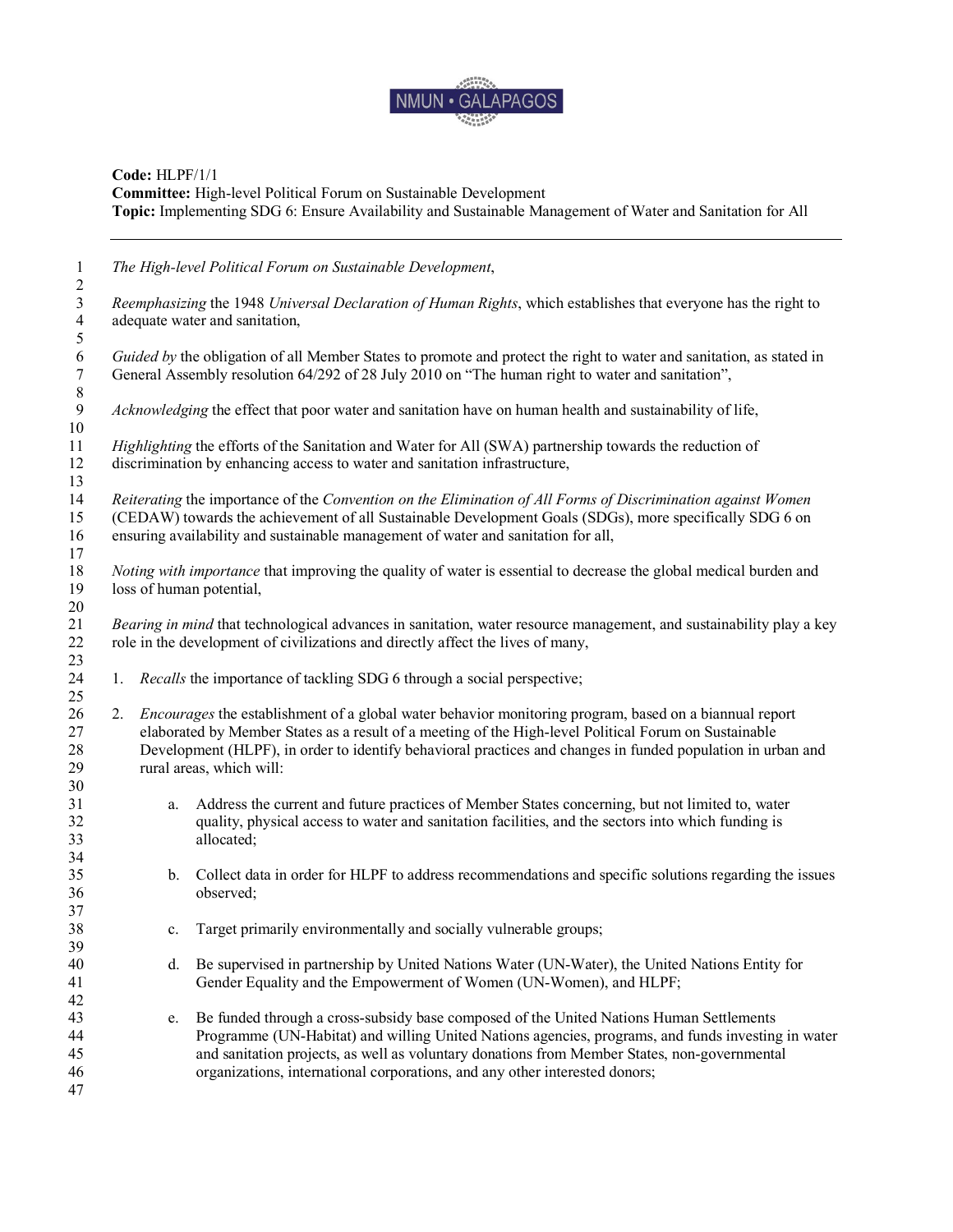**Code:** HLPF/1/1
**Committee:** High-level Political Forum on Sustainable Development
**Topic:** Implementing SDG 6: Ensure Availability and Sustainable Management of Water and Sanitation for All

---

*The High-level Political Forum on Sustainable Development*,

*Reemphasizing* the 1948 *Universal Declaration of Human Rights*, which establishes that everyone has the right to adequate water and sanitation,

*Guided by* the obligation of all Member States to promote and protect the right to water and sanitation, as stated in General Assembly resolution 64/292 of 28 July 2010 on "The human right to water and sanitation",

*Acknowledging* the effect that poor water and sanitation have on human health and sustainability of life,

*Highlighting* the efforts of the Sanitation and Water for All (SWA) partnership towards the reduction of discrimination by enhancing access to water and sanitation infrastructure,

*Reiterating* the importance of the *Convention on the Elimination of All Forms of Discrimination against Women* (CEDAW) towards the achievement of all Sustainable Development Goals (SDGs), more specifically SDG 6 on ensuring availability and sustainable management of water and sanitation for all,

*Noting with importance* that improving the quality of water is essential to decrease the global medical burden and loss of human potential,

*Bearing in mind* that technological advances in sanitation, water resource management, and sustainability play a key role in the development of civilizations and directly affect the lives of many,

1. *Recalls* the importance of tackling SDG 6 through a social perspective;

2. *Encourages* the establishment of a global water behavior monitoring program, based on a biannual report elaborated by Member States as a result of a meeting of the High-level Political Forum on Sustainable Development (HLPF), in order to identify behavioral practices and changes in funded population in urban and rural areas, which will:

    a. Address the current and future practices of Member States concerning, but not limited to, water quality, physical access to water and sanitation facilities, and the sectors into which funding is allocated;

    b. Collect data in order for HLPF to address recommendations and specific solutions regarding the issues observed;

    c. Target primarily environmentally and socially vulnerable groups;

    d. Be supervised in partnership by United Nations Water (UN-Water), the United Nations Entity for Gender Equality and the Empowerment of Women (UN-Women), and HLPF;

    e. Be funded through a cross-subsidy base composed of the United Nations Human Settlements Programme (UN-Habitat) and willing United Nations agencies, programs, and funds investing in water and sanitation projects, as well as voluntary donations from Member States, non-governmental organizations, international corporations, and any other interested donors;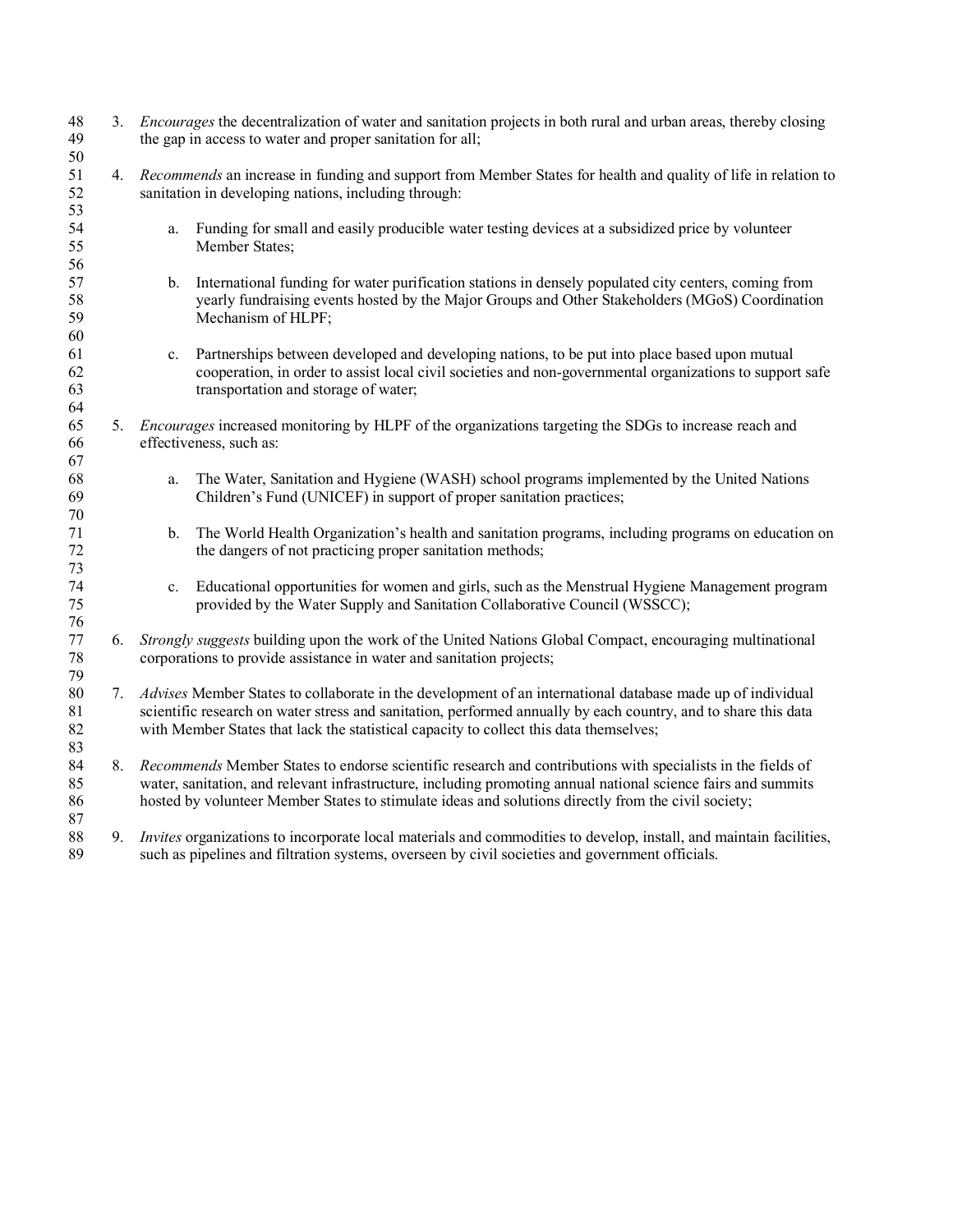3. *Encourages* the decentralization of water and sanitation projects in both rural and urban areas, thereby closing the gap in access to water and proper sanitation for all;

4. *Recommends* an increase in funding and support from Member States for health and quality of life in relation to sanitation in developing nations, including through:

    a. Funding for small and easily producible water testing devices at a subsidized price by volunteer Member States;

    b. International funding for water purification stations in densely populated city centers, coming from yearly fundraising events hosted by the Major Groups and Other Stakeholders (MGoS) Coordination Mechanism of HLPF;

    c. Partnerships between developed and developing nations, to be put into place based upon mutual cooperation, in order to assist local civil societies and non-governmental organizations to support safe transportation and storage of water;

5. *Encourages* increased monitoring by HLPF of the organizations targeting the SDGs to increase reach and effectiveness, such as:

    a. The Water, Sanitation and Hygiene (WASH) school programs implemented by the United Nations Children's Fund (UNICEF) in support of proper sanitation practices;

    b. The World Health Organization's health and sanitation programs, including programs on education on the dangers of not practicing proper sanitation methods;

    c. Educational opportunities for women and girls, such as the Menstrual Hygiene Management program provided by the Water Supply and Sanitation Collaborative Council (WSSCC);

6. *Strongly suggests* building upon the work of the United Nations Global Compact, encouraging multinational corporations to provide assistance in water and sanitation projects;

7. *Advises* Member States to collaborate in the development of an international database made up of individual scientific research on water stress and sanitation, performed annually by each country, and to share this data with Member States that lack the statistical capacity to collect this data themselves;

8. *Recommends* Member States to endorse scientific research and contributions with specialists in the fields of water, sanitation, and relevant infrastructure, including promoting annual national science fairs and summits hosted by volunteer Member States to stimulate ideas and solutions directly from the civil society;

9. *Invites* organizations to incorporate local materials and commodities to develop, install, and maintain facilities, such as pipelines and filtration systems, overseen by civil societies and government officials.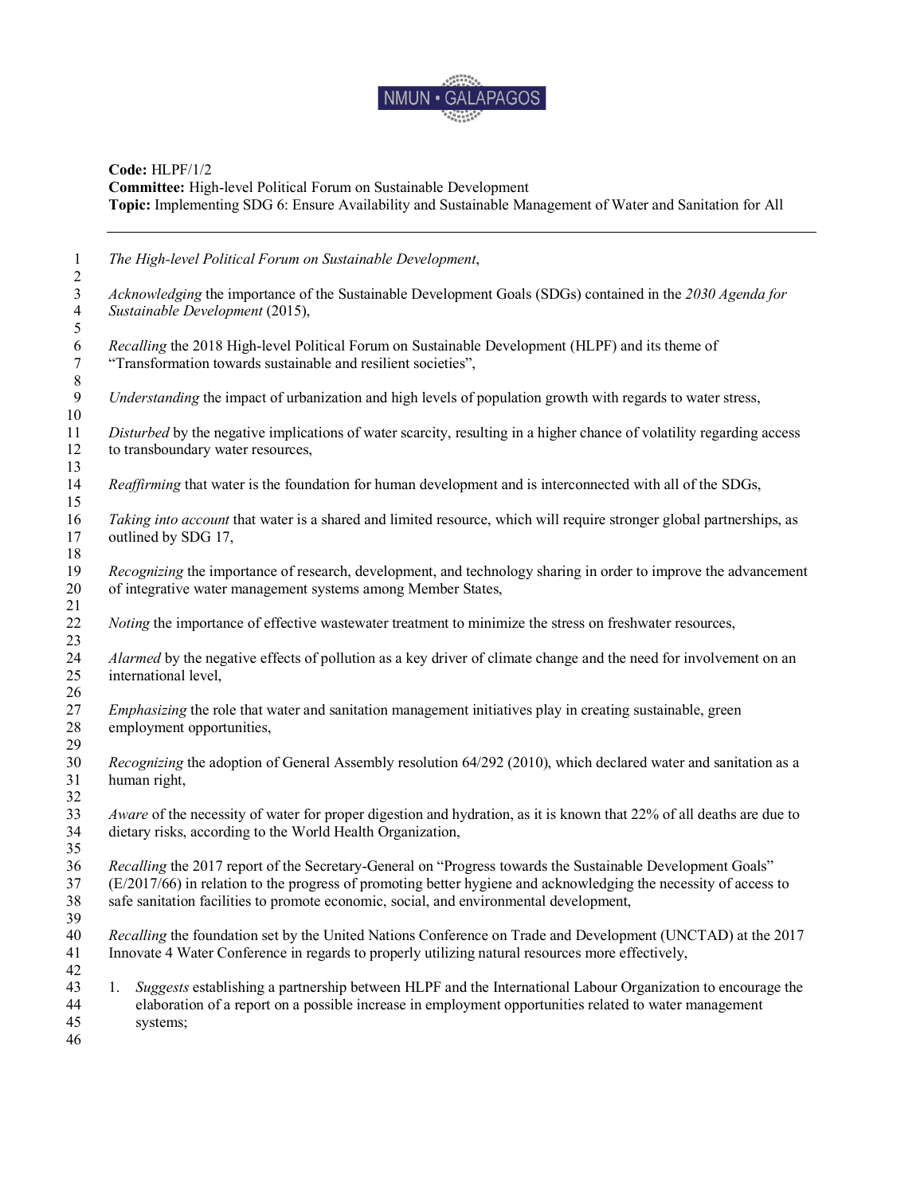**Code:** HLPF/1/2
**Committee:** High-level Political Forum on Sustainable Development
**Topic:** Implementing SDG 6: Ensure Availability and Sustainable Management of Water and Sanitation for All

---

*The High-level Political Forum on Sustainable Development*,

*Acknowledging* the importance of the Sustainable Development Goals (SDGs) contained in the *2030 Agenda for Sustainable Development* (2015),

*Recalling* the 2018 High-level Political Forum on Sustainable Development (HLPF) and its theme of "Transformation towards sustainable and resilient societies",

*Understanding* the impact of urbanization and high levels of population growth with regards to water stress,

*Disturbed* by the negative implications of water scarcity, resulting in a higher chance of volatility regarding access to transboundary water resources,

*Reaffirming* that water is the foundation for human development and is interconnected with all of the SDGs,

*Taking into account* that water is a shared and limited resource, which will require stronger global partnerships, as outlined by SDG 17,

*Recognizing* the importance of research, development, and technology sharing in order to improve the advancement of integrative water management systems among Member States,

*Noting* the importance of effective wastewater treatment to minimize the stress on freshwater resources,

*Alarmed* by the negative effects of pollution as a key driver of climate change and the need for involvement on an international level,

*Emphasizing* the role that water and sanitation management initiatives play in creating sustainable, green employment opportunities,

*Recognizing* the adoption of General Assembly resolution 64/292 (2010), which declared water and sanitation as a human right,

*Aware* of the necessity of water for proper digestion and hydration, as it is known that 22% of all deaths are due to dietary risks, according to the World Health Organization,

*Recalling* the 2017 report of the Secretary-General on "Progress towards the Sustainable Development Goals" (E/2017/66) in relation to the progress of promoting better hygiene and acknowledging the necessity of access to safe sanitation facilities to promote economic, social, and environmental development,

*Recalling* the foundation set by the United Nations Conference on Trade and Development (UNCTAD) at the 2017 Innovate 4 Water Conference in regards to properly utilizing natural resources more effectively,

1. *Suggests* establishing a partnership between HLPF and the International Labour Organization to encourage the elaboration of a report on a possible increase in employment opportunities related to water management systems;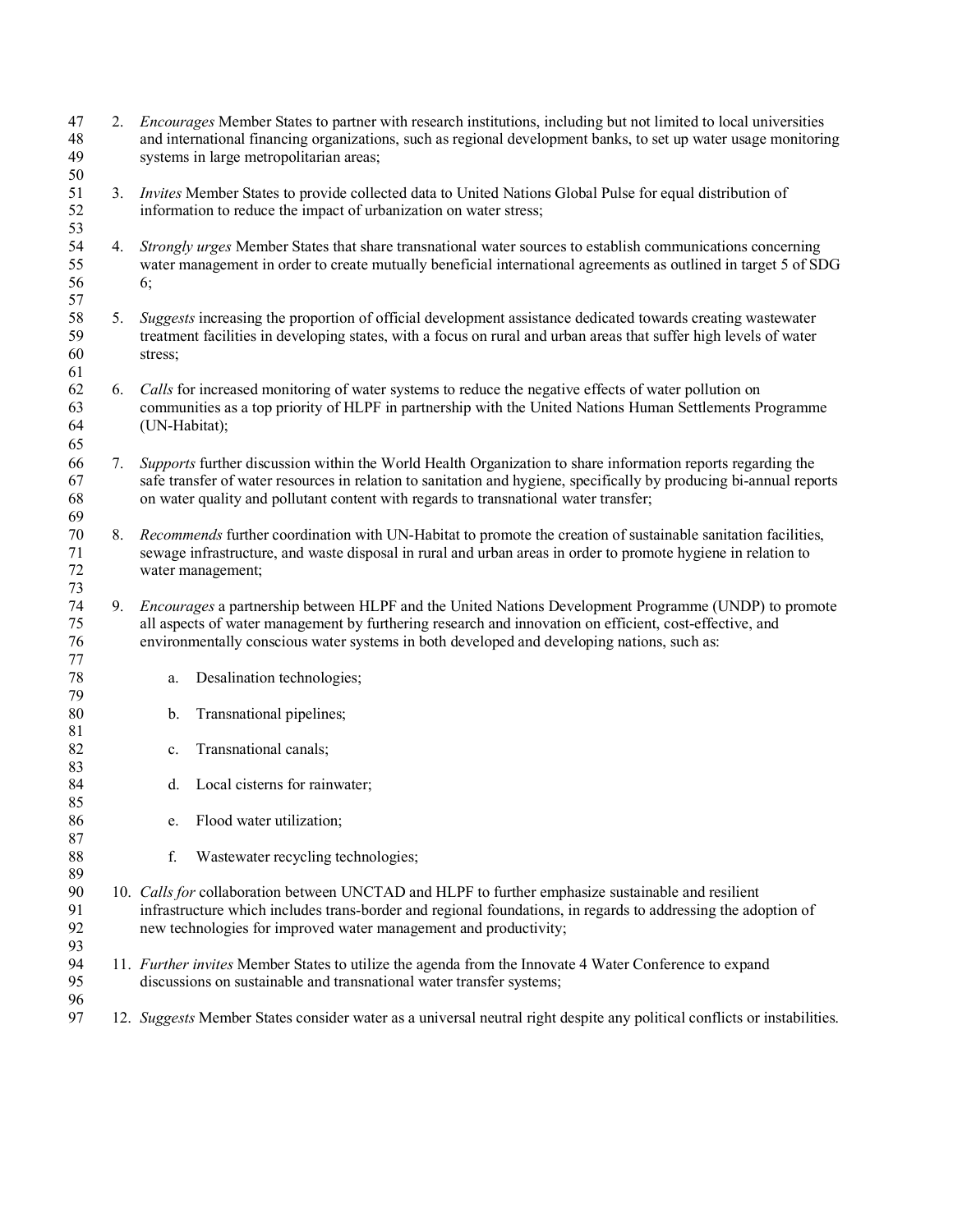2. *Encourages* Member States to partner with research institutions, including but not limited to local universities and international financing organizations, such as regional development banks, to set up water usage monitoring systems in large metropolitarian areas;

3. *Invites* Member States to provide collected data to United Nations Global Pulse for equal distribution of information to reduce the impact of urbanization on water stress;

4. *Strongly urges* Member States that share transnational water sources to establish communications concerning water management in order to create mutually beneficial international agreements as outlined in target 5 of SDG 6;

5. *Suggests* increasing the proportion of official development assistance dedicated towards creating wastewater treatment facilities in developing states, with a focus on rural and urban areas that suffer high levels of water stress;

6. *Calls* for increased monitoring of water systems to reduce the negative effects of water pollution on communities as a top priority of HLPF in partnership with the United Nations Human Settlements Programme (UN-Habitat);

7. *Supports* further discussion within the World Health Organization to share information reports regarding the safe transfer of water resources in relation to sanitation and hygiene, specifically by producing bi-annual reports on water quality and pollutant content with regards to transnational water transfer;

8. *Recommends* further coordination with UN-Habitat to promote the creation of sustainable sanitation facilities, sewage infrastructure, and waste disposal in rural and urban areas in order to promote hygiene in relation to water management;

9. *Encourages* a partnership between HLPF and the United Nations Development Programme (UNDP) to promote all aspects of water management by furthering research and innovation on efficient, cost-effective, and environmentally conscious water systems in both developed and developing nations, such as:

    a. Desalination technologies;

    b. Transnational pipelines;

    c. Transnational canals;

    d. Local cisterns for rainwater;

    e. Flood water utilization;

    f. Wastewater recycling technologies;

10. *Calls for* collaboration between UNCTAD and HLPF to further emphasize sustainable and resilient infrastructure which includes trans-border and regional foundations, in regards to addressing the adoption of new technologies for improved water management and productivity;

11. *Further invites* Member States to utilize the agenda from the Innovate 4 Water Conference to expand discussions on sustainable and transnational water transfer systems;

12. *Suggests* Member States consider water as a universal neutral right despite any political conflicts or instabilities.